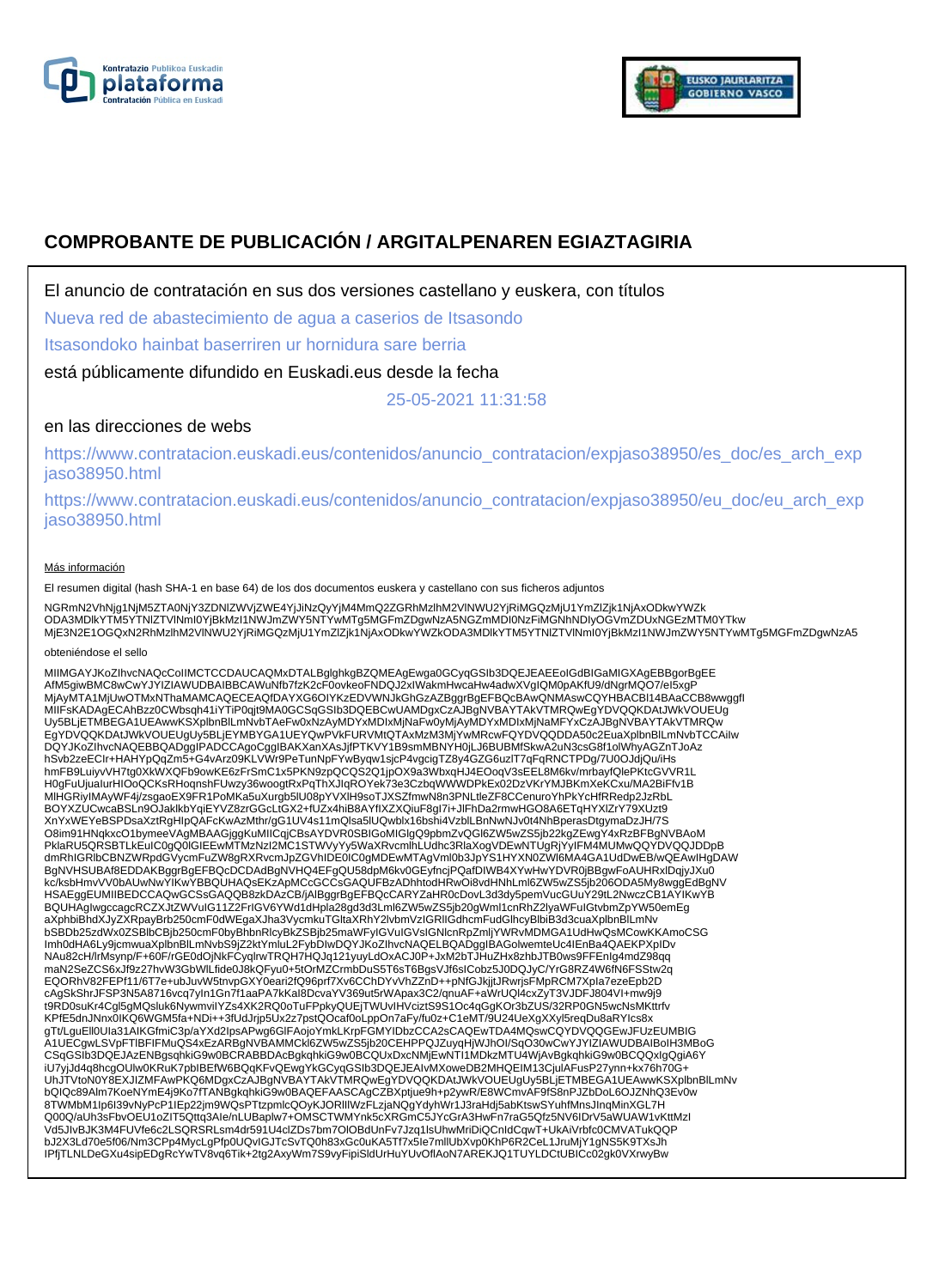# COMPROBANTE DE PUBLICACIÓN / ARGITALPENAREN EGIAZTAGIRIA

El anuncio de contratación en sus dos versiones castellano y euskera, con títulos

Nueva red de abastecimiento de agua a caserios de Itsasondo

Itsasondoko hainbat baserriren ur hornidura sare berria

está públicamente difundido en Euskadi.eus desde la fecha

25-05-2021 11:31:58

en las direcciones de webs

https://www.contratacion.euskadi.eus/contenidos/anuncio_contratacion/expjaso38950/es_doc/es_arch_expjaso38950.html

https://www.contratacion.euskadi.eus/contenidos/anuncio_contratacion/expjaso38950/eu_doc/eu_arch_expjaso38950.html

Más información

El resumen digital (hash SHA-1 en base 64) de los dos documentos euskera y castellano con sus ficheros adjuntos

NGRmN2VhNjg1NjM5ZTA0NjY3ZDNlZWVjZWE4YjJiNzQyYjM4MmQ2ZGRhMzlhM2VlNWU2YjRiMGQzMjU1YmZlZjk1NjAxODkwYWZk
ODA3MDlkYTM5YTNlZTVlNmI0YjBkMzI1NWJmZWY5NTYwMTg5MGFmZDgwNzA5NGZmMDI0NzFiMGNhNDlyOGVmZDUxNGEzMTM0YTkw
MjE3N2E1OGQxN2RhMzlhM2VlNWU2YjRiMGQzMjU1YmZlZjk1NjAxODkwYWZkODA3MDlkYTM5YTNlZTVlNmI0YjBkMzI1NWJmZWY5NTYwMTg5MGFmZDgwNzA5

obteniéndose el sello

MIIMGAYJKoZIhvcNAQcCoIIMCTCCDAUCAQMxDTALBglghkgBZQMEAgEwga0GCyqGSIb3DQEJEAEEoIGdBIGaMIGXAgEBBgorBgEE
AfM5giwBMC8wCwYJYIZIAWUDBAIBBCAWuNfb7fzK2cF0ovkeoFNDQJ2xlWakmHwcaHw4adwXVgIQM0pAKfU9/dNgrMQO7/eI5xgP
MjAyMTA1MjUwOTMxNThaMAMCAQECEAQfDAYXG6OIYKzEDVWNJkGhGzAZBggrBgEFBQcBAwQNMAswCQYHBACBl14BAaCCB8wwggfI
MIIFsKADAgECAhBzz0CWbsqh41iYTiP0qjt9MA0GCSqGSIb3DQEBCwUAMDgxCzAJBgNVBAYTAkVTMRQwEgYDVQQKDAtJWkVOUEUg
Uy5BLjETMBEGA1UEAwwKSXplbnBlLmNvbTAeFw0xNzAyMDYxMDIxMjNaFw0yMjAyMDYxMDIxMjNaMFYxCzAJBgNVBAYTAkVTMRQw
EgYDVQQKDAtJWkVOUEUgUy5BLjEYMBYGA1UEYQwPVkFURVMtQTAxMzM3MjYwMRcwFQYDVQQDDA50c2EuaXplbnBlLmNvbTCCAiIw
DQYJKoZIhvcNAQEBBQADggIPADCCAgoCggIBAKXanXAsJjfPTKVY1B9smMBNYH0jLJ6BUBMfSkwA2uN3csG8f1olWhyAGZnTJoAz
hSvb2zeECIr+HAHYpQqZm5+G4vArz09KLVWr9PeTunNpFYwByqw1sjcP4vgcigTZ8y4GZG6uzlT7qFqRNCTPDg/7U0OJdjQu/iHs
hmFB9LuiyvVH7tg0XkWXQFb9owKE6zFrSmC1x5PKN9zpQCQS2Q1jpOX9a3WbxqHJ4EOoqV3sEEL8M6kv/mrbayfQlePKtcGVVR1L
H0gFuUjuaIurHIOoQCKsRHoqnshFUwzy36woogtRxPqThXJIqROYek73e3CzbqWWWDPkEx02DzVKrYMJBKmXeKCxu/MA2BiFfv1B
MIHGRiylMAyWF4j/zsgaoEX9FR1PoMKa5uXurgb5lU08pYVXlH9soTJXSZfmwN8n3PNLtleZF8CCenuroYhPkYcHfRRedp2JzRbL
BOYXZUCwcaBSLn9OJakIkbYqiEYVZ8zrGGcLtGX2+fUZx4hiB8AYfIXZXQiuF8gl7i+JlFhDa2rmwHGO8A6ETqHYXlZrY79XUzt9
XnYxWEYeBSPDsaXztRgHIpQAFcKwAzMthr/gG1UV4s11mQlsa5lUQwblx16bshi4VzblLBnNwNJv0t4NhBperasDtgymaDzJH/7S
O8im91HNqkxcO1bymeeVAgMBAAGjggKuMIICqjCBsAYDVR0SBIGoMIGlgQ9pbmZvQGl6ZW5wZS5jb22kgZEwgY4xRzBFBgNVBAoM
PklaRU5QRSBTLkEuIC0gQ0IGIEEwMTMzNzI2MC1STWVyY y5WaXRvcmlhLUdhc3RlaXogVDEwNTUgRjYyIFM4MUMwQQYDVQQJDDpB
dmRhIGRlbCBNZWRpdGVycmFuZW8gRXRvcmJpZGVhIDE0IC0gMDEwMTAgVml0b3JpYS1HYXN0ZWl6MA4GA1UdDwEB/wQEAwIHgDAW
BgNVHSUBAf8EDDAKBggrBgEFBQcDCDAdBgNVHQ4EFgQU58dpM6kv0GEyfncjPQafDIWB4XYwHwYDVR0jBBgwFoAUHRxlDqjyJXu0
kc/ksbHmvVV0bAUwNwYIKwYBBQUHAQsEKzApMCcGCCsGAQUFBzADhhtodHRwOi8vdHNhLml6ZW5wZS5jb206ODA5My8wggEdBgNV
HSAEggEUMIIBEDCCAQwGCSsGAQQB8zkDAzCB/jAlBggrBgEFBQcCARYZaHR0cDovL3d3dy5pemVucGUuY29tL2NwczCB1AYIKwYB
BQUHAgIwgccagcRCZXJtZWVuIG11Z2FrIGV6YWd1dHpla28gd3d3Lml6ZW5wZS5jb20gWml1cnRhZ2lyaWFuIGtvbmZpYW50emEg
aXphbiBhdXJyZXRpayBrb250cmF0dWEgaXJha3VycmkuTGltaXRhY2lvbmVzIGRlIGdhcmFudGlhcyBlbiB3d3cuaXplbnBlLmNv
bSBDb25zdWx0ZSBlbCBjb250cmF0byBhbnRlcyBkZSBjb25maWFyIGVuIGVsIGNlcnRpZmljYWRvMDMGA1UdHwQsMCowKKAmoCSG
Imh0dHA6Ly9jcmwuaXplbnBlLmNvbS9jZ2ktYmluL2FybDIwDQYJKoZIhvcNAQELBQADggIBAGolwemteUc4IEnBa4QAEKPXpIDv
NAu82cH/lrMsynp/F+60F/rGE0dOjNkFCyqlrwTRQH7HQJq121yuyLdOxACJ0P+JxM2bTJHuZHx8zhbJTB0ws9FFEnIg4mdZ98qq
maN2SeZCS6xJf9z27hvW3GbWlLfide0J8kQFyu0+5tOrMZCrmbDuS5T6tsT6BgsVJf6sICobz5J0DQJyC/YrG8RZ4W6fN6FSStw2q
EQORhV82FEPf11/6T7e+ubJuvW5tnvpGXY0eari2fQ96prf7Xv6CChDYvVhZZnD++pNfGJkjjtJRwrjsFMpRCM7Xpla7ezeEpb2D
cAgSkShrJFSP3N5A8716vcq7yln1Gn7f1aaPA7kKal8DcvaYV369ut5rWApax3C2/qnuAF+aWrUQl4cxZyT3VJDFJ804VI+mw9j9
t9RD0suKr4Cgl5gMQsluk6NywmvilYZs4XK2RQ0oTuFPpkyQUEjTWUvIHvciztS9S1Oc4qGgKOr3bZUS/32RP0GN5wcNsMKttrfv
KPfE5dnJNnx0IKQ6WGM5fa+NDi++3fUdJrjp5Ux2z7pstQOcaf0oLppOn7aFy/fu0z+C1eMT/9U24UeXgXXyl5reqDu8aRYIcs8x
gTt/LguEll0UIa31AIKGfmiC3p/aYXd2IpsAPwg6GlFAojoYmkLKrpFGMYIDbzCCA2sCAQEwTDA4MQswCQYDVQQGEwJFUzEUMBIG
A1UECgwLSVpFTlBFIFMuQS4xEzARBgNVBAMMCkl6ZW5wZS5jb20CEHPPQZUyqHjWJhOI/SqO30wCwYJYIZIAWUDBAIBoIH3MBoG
CSqGSIb3DQEJAzENBgsqhkiG9w0BCRABBDAcBgkqhkiG9w0BCQUxDxcNMjEwNTI1MDkzMTU4WjAvBgkqhkiG9w0BCQQxIgQgiA6Y
iU7yjJd4q8hcgOUlw0KRuK7pbIBEfW6BQqKFvQEwgYkGCyqGSIb3DQEJEAIvMXoweDB2MHQEIM13CjulAFusP27ynn+kx76h70G+
UhJTVtoN0Y8EXJIZMFAwPKQ6MDgxCzAJBgNVBAYTAkVTMRQwEgYDVQQKDAtJWkVOUEUgUy5BLjETMBEGA1UEAwwKSXplbnBlLmNv
bQIQc89Alm7KoeNYmE4j 9Ko7fTANBgkqhkiG9w0BAQEFAASCAgCZBXptjue9h+p2ywR/E8WCmvAF9fS8nPJZbDoL6OJZNhQ3Ev0w
8TWMbM1Ip6I39vNyPcP1IEp22jm9WQsPTtzpmlcQOyKJORlIlWzFLzjaNQgYdyhWr1J3raHdj5abKtswSYuhfMnsJInqMinXGL7H
Q00Q/aUh3sFbvOEU1oZIT5Qttq3AIe/nLUBaplw7+OMSCTWMYnk5cXRGmC5JYcGrA3HwFn7raG5Qfz5NV6IDrV5aWUAW1vKttMzl
Vd5JlvBJK3M4FUVfe6c2LSQRSRLsm4dr591U4clZDs7bm7OlOBdUnFv7Jzq1lsUhwMriDiQCnIdCqwT+UkAiVrbfc0CMVATukQQP
bJ2X3Ld70e5f06/Nm3CPp4MycLgPfp0UQvIGJTcSvTQ0h83xGc0uKA5Tf7x5Ie7mllUbXvp0KhP6R2CeL1JruMjY1gNS5K9TXsJh
IPfjTLNLDeGXu4sipEDgRcYwTV8vq6Tik+2tg2AxyWm7S9vyFipiSldUrHuYUvOflAoN7AREKJQ1TUYLDCtUBICc02gk0VXrwyBw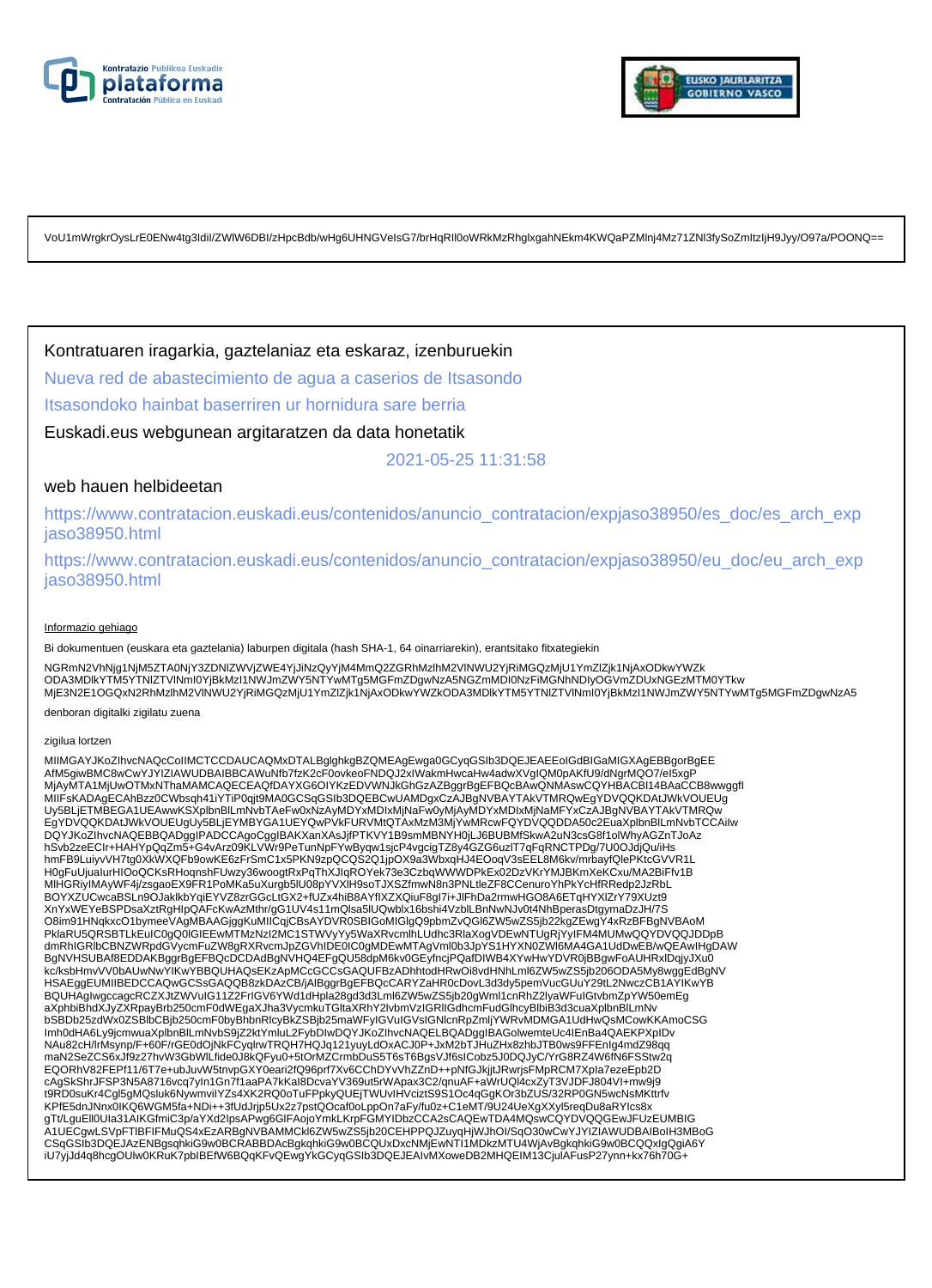VoU1mWrgkrOysLrE0ENw4tg3IdiI/ZWlW6DBI/zHpcBdb/wHg6UHNGVeIsG7/brHqRIl0oWRkMzRhglxgahNEkm4KWQaPZMlnj4Mz71ZNl3fySoZmltzIjH9Jyy/O97a/POONQ==

Kontratuaren iragarkia, gaztelaniaz eta eskaraz, izenburuekin

Nueva red de abastecimiento de agua a caserios de Itsasondo

Itsasondoko hainbat baserriren ur hornidura sare berria

Euskadi.eus webgunean argitaratzen da data honetatik

2021-05-25 11:31:58

web hauen helbideetan

https://www.contratacion.euskadi.eus/contenidos/anuncio_contratacion/expjaso38950/es_doc/es_arch_expjaso38950.html

https://www.contratacion.euskadi.eus/contenidos/anuncio_contratacion/expjaso38950/eu_doc/eu_arch_expjaso38950.html

Informazio gehiago

Bi dokumentuen (euskara eta gaztelania) laburpen digitala (hash SHA-1, 64 oinarriarekin), erantsitako fitxategiekin

NGRmN2VhNjg1NjM5ZTA0NjY3ZDNlZWVjZWE4YjJiNzQyYjM4MmQ2ZGRhMzlhM2VlNWU2YjRiMGQzMjU1YmZlZjk1NjAxODkwYWZk
ODA3MDlkYTM5YTNlZTVlNmI0YjBkMzI1NWJmZWY5NTYwMTg5MGFmZDgwNzA5NGZmMDI0NzFiMGNhNDlyOGVmZDUxNGEzMTM0YTkw
MjE3N2E1OGQxN2RhMzlhM2VlNWU2YjRiMGQzMjU1YmZlZjk1NjAxODkwYWZkODA3MDlkYTM5YTNlZTVlNmI0YjBkMzI1NWJmZWY5NTYwMTg5MGFmZDgwNzA5

denboran digitalki zigilatu zuena

zigilua lortzen

MIIMGAYJKoZIhvcNAQcCoIIMCTCCDAUCAQMxDTALBglghkgBZQMEAgEwga0GCyqGSIb3DQEJEAEEoIGdBIGaMIGXAgEBBgorBgEE
AfM5giwBMC8wCwYJYIZIAWUDBAIBBCAWuNfb7fzK2cF0ovkeoFNDQJ2xlWakmHwcaHw4adwXVgIQM0pAKfU9/dNgrMQO7/eI5xgP
MjAyMTA1MjUwOTMxNThaMAMCAQECEAQfDAYXG6OIYKzEDVWNJkGhGzAZBggrBgEFBQcBAwQNMAswCQYHBACBl14BAaCCB8wwggfI
MIIFsKADAgECAhBzz0CWbsqh41iYTiP0qjt9MA0GCSqGSIb3DQEBCwUAMDgxCzAJBgNVBAYTAkVTMRQwEgYDVQQKDAtJWkVOUEUg
Uy5BLjETMBEGA1UEAwwKSXplbnBlLmNvbTAeFw0xNzAyMDYxMDIxMjNaFw0yMjAyMDYxMDIxMjNaMFYxCzAJBgNVBAYTAkVTMRQw
EgYDVQQKDAtJWkVOUEUgUy5BLjEYMBYGA1UEYQwPVkFURVMtQTAxMzM3MjYwMRcwFQYDVQQDDA50c2EuaXplbnBlLmNvbTCCAiIw
DQYJKoZIhvcNAQEBBQADggIPADCCAgoCggIBAKXanXAsJjfPTKVY1B9smMBNYH0jLJ6BUBMfSkwA2uN3csG8f1olWhyAGZnTJoAz
hSvb2zeECIr+HAHYpQqZm5+G4vArz09KLVWr9PeTunNpFYwByqw1sjcP4vgcigTZ8y4GZG6uzlT7qFqRNCTPDg/7U0OJdjQu/iHs
hmFB9LuiyvVH7tg0XkWXQFb9owKE6zFrSmC1x5PKN9zpQCQS2Q1jpOX9a3WbxqHJ4EOoqV3sEEL8M6kv/mrbayfQlePKtcGVVR1L
H0gFuUjualurHIOoQCKsRHoqnshFUwzy36woogtRxPqThXJlqROYek73e3CzbqWWWDPkEx02DzVKrYMJBKmXeKCxu/MA2BiFfv1B
MIHGRiylMAyWF4j/zsgaoEX9FR1PoMKa5uXurgb5lU08pYVXlH9soTJXSZfmwN8n3PNLtleZF8CCenuroYhPkYcHfRRedp2JzRbL
BOYXZUCwcaBSLn9OJaklkbYqiEYVZ8zrGGcLtGX2+fUZx4hiB8AYfIXZXQiuF8gI7i+JIFhDa2rmwHGO8A6ETqHYXlZrY79XUzt9
XnYxWEYeBSPDsaXztRgHIpQAFcKwAzMthr/gG1UV4s11mQlsa5lUQwblx16bshi4VzblLBnNwNJv0t4NhBperasDtgymaDzJH/7S
O8im91HNqkxcO1bymeeVAgMBAAGjggKuMIICqjCBsAYDVR0SBIGoMIGlgQ9pbmZvQGl6ZW5wZS5jb22kgZEwgY4xRzBFBgNVBAoM
PklaRU5QRSBTLkEuIC0gQ0lGIEEwMTMzNzI2MC1STWVyYy5WaXRvcmlhLUdhc3RlaXogVDEwNTUgRjYyIFM4MUMwQQYDVQQJDDpB
dmRhIGRlbCBNZWRpdGVycmFuZW8gRXRvcmJpZGVhIDE0IC0gMDEwMTAgVml0b3JpYS1HYXN0ZWl6MA4GA1UdDwEB/wQEAwIHgDAW
BgNVHSUBAf8EDDAKBggrBgEFBQcDCDAdBgNVHQ4EFgQU58dpM6kv0GEyfncjPQafDIWB4XYwHwYDVR0jBBgwFoAUHRxlDqjyJXu0
kc/ksbHmvVV0bAUwNwYIKwYBBQUHAQsEKzApMCcGCCsGAQUFBzADhhtodHRwOi8vdHNhLml6ZW5wZS5jb206ODA5My8wggEdBgNV
HSAEggEUMIIBEDCCAQwGCSsGAQQB8zkDAzCB/jAlBggrBgEFBQcCARYZaHR0cDovL3d3dy5pemVucGUuY29tL2NwczCB1AYIKwYB
BQUHAgIwgccagcRCZXJtZWVuIG11Z2FrIGV6YWd1dHpla28gd3d3Lml6ZW5wZS5jb20gWml1cnRhZ2lyaWFuIGtvbmZpYW50emEg
aXphbiBhdXJyZXRpayBrb250cmF0dWEgaXJha3VycmkuTGltaXRhY2lvbmVzIGRlIGdhcmFudGlhcyBlbiB3d3cuaXplbnBlLmNv
bSBDb25zdWx0ZSBlbCBjb250cmF0byBhbnRlcyBkZSBjb25maWFyIGVuIGVsIGNlcnRpZmljYWRvMDMGA1UdHwQsMCowKKAmoCSG
Imh0dHA6Ly9jcmwuaXplbnBlLmNvbS9jZ2ktYmluL2FybDIwDQYJKoZIhvcNAQELBQADggIBAGolwemteUc4IEnBa4QAEKPXpIDv
NAu82cH/lrMsynp/F+60F/rGE0dOjNkFCyqlrwTRQH7HQJq121yuyLdOxACJ0P+JxM2bTJHuZHx8zhbJTB0ws9FFEnIg4mdZ98qq
maN2SeZCS6xJf9z27hvW3GbWlLfide0J8kQFyu0+5tOrMZCrmbDuS5T6sT6BgsVJf6sICobz5J0DQJyC/YrG8RZ4W6fN6FSStw2q
EQORhV82FEPf11/6T7e+ubJuvW5tnvpGXY0eari2fQ96prf7Xv6CChDYvVhZZnD++pNfGJkjjtJRwrjsFMpRCM7Xpla7ezeEpb2D
cAgSkShrJFSP3N5A8716vcq7yln1Gn7f1aaPA7kKal8DcvaYV369ut5rWApax3C2/qnuAF+aWrUQl4cxZyT3VJDFJ804VI+mw9j9
t9RD0suKr4CgI5gMQsluk6NywmvilYZs4XK2RQ0oTuFPpkyQUEjTWUvIHVciztS9S1Oc4qGgKOr3bZUS/32RP0GN5wcNsMKttrfv
KPfE5dnJNnx0lKQ6WGM5fa+NDi++3fUdJrjp5Ux2z7pstQOcaf0oLppOn7aFy/fu0z+C1eMT/9U24UeXgXXyl5reqDu8aRYIcs8x
gTt/LguEll0UIa31AIKGfmiC3p/aYXd2IpsAPwg6GlFAojoYmkLKrpFGMYIDbzCCA2sCAQEwTDA4MQswCQYDVQQGEwJFUzEUMBIG
A1UECgwLSVpFTlBFIFMuQS4xEzARBgNVBAMMCkl6ZW5wZS5jb20CEHPPQJZuyqHjWJhOI/SqO30wCwYJYIZIAWUDBAIBoIH3MBoG
CSqGSIb3DQEJAzENBgsqhkiG9w0BCRABBDAcBgkqhkiG9w0BCQUxDxcNMjEwNTI1MDkzMTU4WjAvBgkqhkiG9w0BCQQxIgQgiA6Y
iU7yjJd4q8hcgOUlw0KRuK7pbIBEfW6BQqKFvQEwgYkGCyqGSIb3DQEJEAIvMXoweDB2MHQEIM13CjulAFusP27ynn+kx76h70G+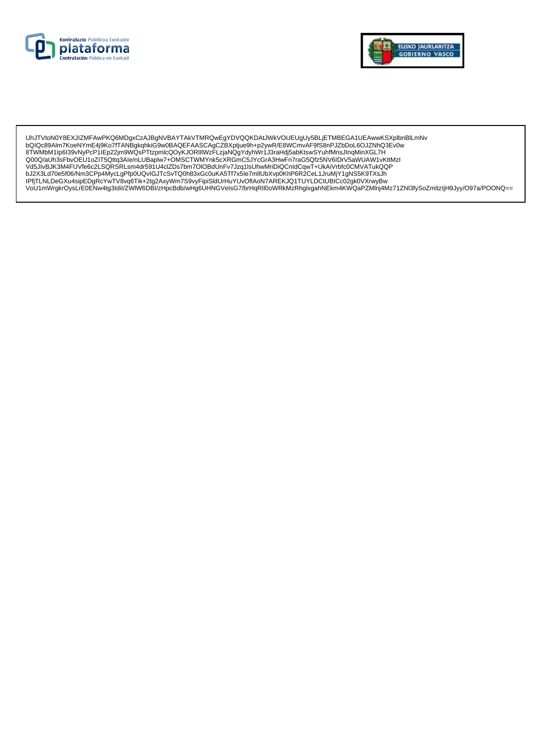UhJTVtoN0Y8EXJIZMFAwPKQ6MDgxCzAJBgNVBAYTAkVTMRQwEgYDVQQKDAtJWkVOUEUgUy5BLjETMBEGA1UEAwwKSXplbnBlLmNv
bQIQc89Alm7KoeNYmE4j9Ko7fTANBgkqhkiG9w0BAQEFAASCAgCZBXptjue9h+p2ywR/E8WCmvAF9fS8nPJZbDoL6OJZNhQ3Ev0w
8TWMbM1Ip6I39vNyPcP1IEp22jm9WQsPTtzpmlcQOyKJORlIlWzFLzjaNQgYdyhWr1J3raHdj5abKtswSYuhfMnsJInqMinXGL7H
Q00Q/aUh3sFbvOEU1oZIT5Qttq3AIe/nLUBaplw7+OMSCTWMYnk5cXRGmC5JYcGrA3HwFn7raG5Qfz5NV6IDrV5aWUAW1vKttMzI
Vd5JlvBJK3M4FUVfe6c2LSQRSRLsm4dr591U4cIZDs7bm7OlOBdUnFv7Jzq1lsUhwMriDiQCnIdCqwT+UkAiVrbfc0CMVATukQQP
bJ2X3Ld70e5f06/Nm3CPp4MycLgPfp0UQvIGJTcSvTQ0h83xGc0uKA5Tf7x5Ie7mllUbXvp0KhP6R2CeL1JruMjY1gNS5K9TXsJh
IPfjTLNLDeGXu4sipEDgRcYwTV8vq6Tik+2tg2AxyWm7S9vyFipiSldUrHuYUvOflAoN7AREKJQ1TUYLDCtUBICc02gk0VXrwyBw
VoU1mWrgkrOysLrE0ENw4tg3Idil/ZWlW6DBI/zHpcBdb/wHg6UHNGVeIsG7/brHqRIl0oWRkMzRhglxgahNEkm4KWQaPZMlnj4Mz71ZNl3fySoZmItzIjH9Jyy/O97a/POONQ==